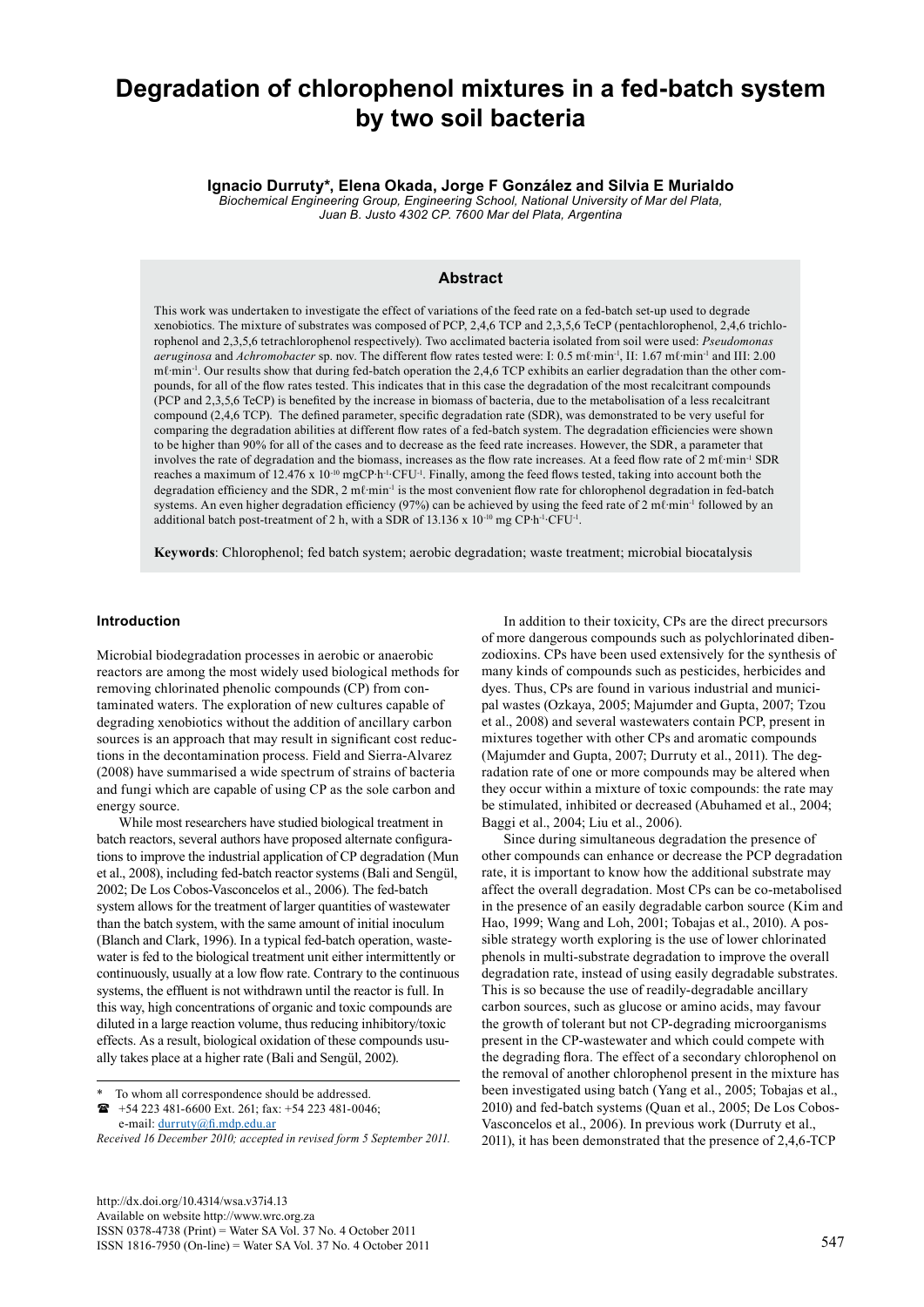# Degradation of chlorophenol mixtures in a fed-batch system by two soil bacteria

**Ignacio Durruty*, Elena Okada, Jorge F González and Silvia E Murialdo**

*Biochemical Engineering Group, Engineering School, National University of Mar del Plata, Juan B. Justo 4302 CP. 7600 Mar del Plata, Argentina*

## Abstract

This work was undertaken to investigate the effect of variations of the feed rate on a fed-batch set-up used to degrade xenobiotics. The mixture of substrates was composed of PCP, 2,4,6 TCP and 2,3,5,6 TeCP (pentachlorophenol, 2,4,6 trichlorophenol and 2,3,5,6 tetrachlorophenol respectively). Two acclimated bacteria isolated from soil were used: *Pseudomonas aeruginosa* and *Achromobacter* sp. nov. The different flow rates tested were: I: 0.5 mℓ·min$^{-1}$, II: 1.67 mℓ·min$^{-1}$ and III: 2.00 mℓ·min$^{-1}$. Our results show that during fed-batch operation the 2,4,6 TCP exhibits an earlier degradation than the other compounds, for all of the flow rates tested. This indicates that in this case the degradation of the most recalcitrant compounds (PCP and 2,3,5,6 TeCP) is benefited by the increase in biomass of bacteria, due to the metabolisation of a less recalcitrant compound (2,4,6 TCP). The defined parameter, specific degradation rate (SDR), was demonstrated to be very useful for comparing the degradation abilities at different flow rates of a fed-batch system. The degradation efficiencies were shown to be higher than 90% for all of the cases and to decrease as the feed rate increases. However, the SDR, a parameter that involves the rate of degradation and the biomass, increases as the flow rate increases. At a feed flow rate of 2 mℓ·min$^{-1}$ SDR reaches a maximum of 12.476 x 10$^{-10}$ mgCP·h$^{-1}$·CFU$^{-1}$. Finally, among the feed flows tested, taking into account both the degradation efficiency and the SDR, 2 mℓ·min$^{-1}$ is the most convenient flow rate for chlorophenol degradation in fed-batch systems. An even higher degradation efficiency (97%) can be achieved by using the feed rate of 2 mℓ·min$^{-1}$ followed by an additional batch post-treatment of 2 h, with a SDR of 13.136 x 10$^{-10}$ mg CP·h$^{-1}$·CFU$^{-1}$.

**Keywords**: Chlorophenol; fed batch system; aerobic degradation; waste treatment; microbial biocatalysis

## Introduction

Microbial biodegradation processes in aerobic or anaerobic reactors are among the most widely used biological methods for removing chlorinated phenolic compounds (CP) from contaminated waters. The exploration of new cultures capable of degrading xenobiotics without the addition of ancillary carbon sources is an approach that may result in significant cost reductions in the decontamination process. Field and Sierra-Alvarez (2008) have summarised a wide spectrum of strains of bacteria and fungi which are capable of using CP as the sole carbon and energy source.

While most researchers have studied biological treatment in batch reactors, several authors have proposed alternate configurations to improve the industrial application of CP degradation (Mun et al., 2008), including fed-batch reactor systems (Bali and Sengül, 2002; De Los Cobos-Vasconcelos et al., 2006). The fed-batch system allows for the treatment of larger quantities of wastewater than the batch system, with the same amount of initial inoculum (Blanch and Clark, 1996). In a typical fed-batch operation, wastewater is fed to the biological treatment unit either intermittently or continuously, usually at a low flow rate. Contrary to the continuous systems, the effluent is not withdrawn until the reactor is full. In this way, high concentrations of organic and toxic compounds are diluted in a large reaction volume, thus reducing inhibitory/toxic effects. As a result, biological oxidation of these compounds usually takes place at a higher rate (Bali and Sengül, 2002).

In addition to their toxicity, CPs are the direct precursors of more dangerous compounds such as polychlorinated dibenzodioxins. CPs have been used extensively for the synthesis of many kinds of compounds such as pesticides, herbicides and dyes. Thus, CPs are found in various industrial and municipal wastes (Ozkaya, 2005; Majumder and Gupta, 2007; Tzou et al., 2008) and several wastewaters contain PCP, present in mixtures together with other CPs and aromatic compounds (Majumder and Gupta, 2007; Durruty et al., 2011). The degradation rate of one or more compounds may be altered when they occur within a mixture of toxic compounds: the rate may be stimulated, inhibited or decreased (Abuhamed et al., 2004; Baggi et al., 2004; Liu et al., 2006).

Since during simultaneous degradation the presence of other compounds can enhance or decrease the PCP degradation rate, it is important to know how the additional substrate may affect the overall degradation. Most CPs can be co-metabolised in the presence of an easily degradable carbon source (Kim and Hao, 1999; Wang and Loh, 2001; Tobajas et al., 2010). A possible strategy worth exploring is the use of lower chlorinated phenols in multi-substrate degradation to improve the overall degradation rate, instead of using easily degradable substrates. This is so because the use of readily-degradable ancillary carbon sources, such as glucose or amino acids, may favour the growth of tolerant but not CP-degrading microorganisms present in the CP-wastewater and which could compete with the degrading flora. The effect of a secondary chlorophenol on the removal of another chlorophenol present in the mixture has been investigated using batch (Yang et al., 2005; Tobajas et al., 2010) and fed-batch systems (Quan et al., 2005; De Los Cobos-Vasconcelos et al., 2006). In previous work (Durruty et al., 2011), it has been demonstrated that the presence of 2,4,6-TCP

\* To whom all correspondence should be addressed.
☎ +54 223 481-6600 Ext. 261; fax: +54 223 481-0046;
e-mail: durruty@fi.mdp.edu.ar

*Received 16 December 2010; accepted in revised form 5 September 2011.*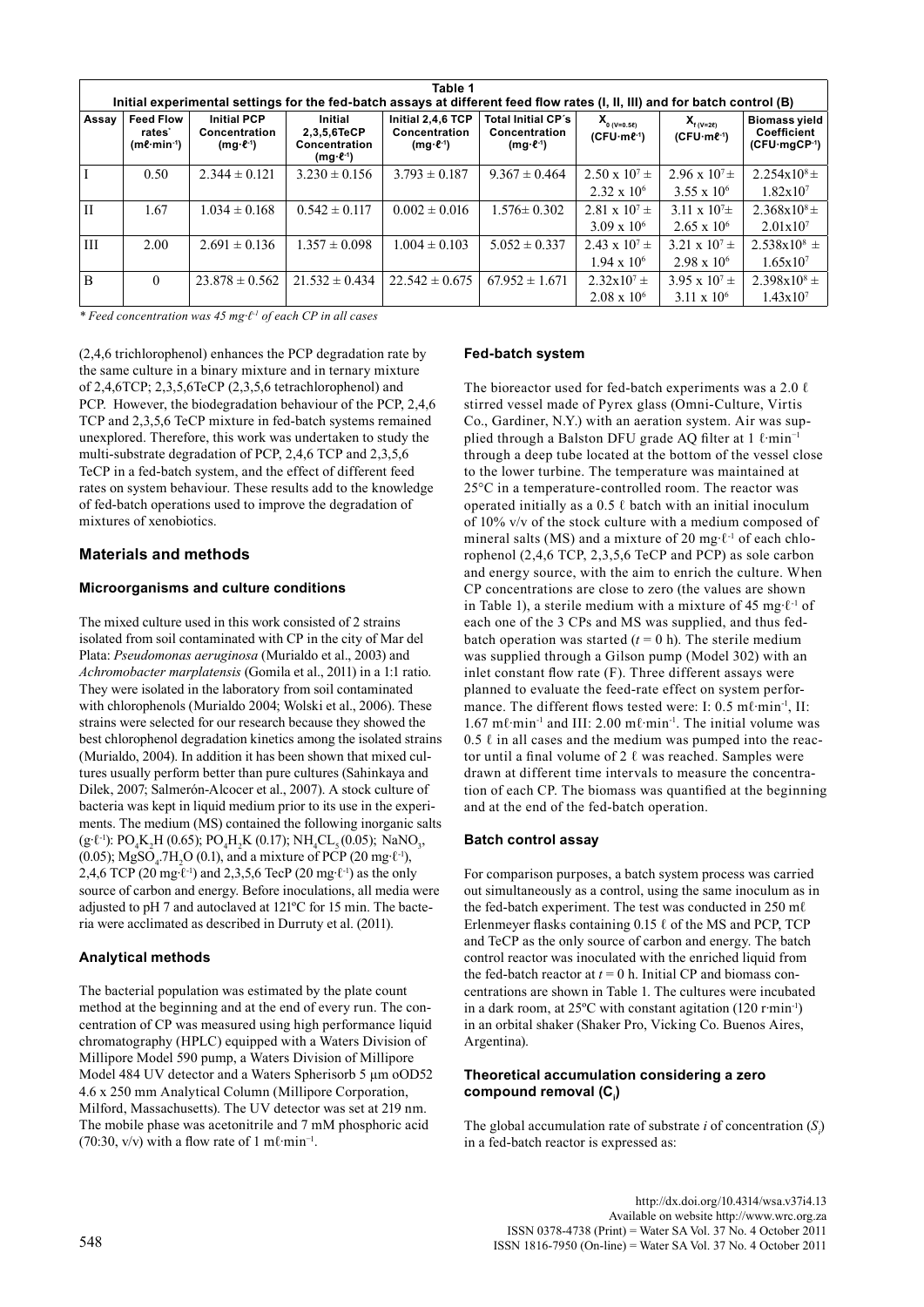**Table 1**
**Initial experimental settings for the fed-batch assays at different feed flow rates (I, II, III) and for batch control (B)**

| Assay | Feed Flow rates* (mℓ·min⁻¹) | Initial PCP Concentration (mg·ℓ⁻¹) | Initial 2,3,5,6TeCP Concentration (mg·ℓ⁻¹) | Initial 2,4,6 TCP Concentration (mg·ℓ⁻¹) | Total Initial CP´s Concentration (mg·ℓ⁻¹) | $X_{0\,(V=0.5\ell)}$ (CFU·mℓ⁻¹) | $X_{f\,(V=2\ell)}$ (CFU·mℓ⁻¹) | Biomass yield Coefficient (CFU·mgCP⁻¹) |
|---|---|---|---|---|---|---|---|---|
| I | 0.50 | 2.344 ± 0.121 | 3.230 ± 0.156 | 3.793 ± 0.187 | 9.367 ± 0.464 | $2.50 \times 10^7 \pm 2.32 \times 10^6$ | $2.96 \times 10^7 \pm 3.55 \times 10^6$ | $2.254 \times 10^8 \pm 1.82 \times 10^7$ |
| II | 1.67 | 1.034 ± 0.168 | 0.542 ± 0.117 | 0.002 ± 0.016 | 1.576± 0.302 | $2.81 \times 10^7 \pm 3.09 \times 10^6$ | $3.11 \times 10^7 \pm 2.65 \times 10^6$ | $2.368 \times 10^8 \pm 2.01 \times 10^7$ |
| III | 2.00 | 2.691 ± 0.136 | 1.357 ± 0.098 | 1.004 ± 0.103 | 5.052 ± 0.337 | $2.43 \times 10^7 \pm 1.94 \times 10^6$ | $3.21 \times 10^7 \pm 2.98 \times 10^6$ | $2.538 \times 10^8 \pm 1.65 \times 10^7$ |
| B | 0 | 23.878 ± 0.562 | 21.532 ± 0.434 | 22.542 ± 0.675 | 67.952 ± 1.671 | $2.32 \times 10^7 \pm 2.08 \times 10^6$ | $3.95 \times 10^7 \pm 3.11 \times 10^6$ | $2.398 \times 10^8 \pm 1.43 \times 10^7$ |

*\* Feed concentration was 45 mg·ℓ⁻¹ of each CP in all cases*

(2,4,6 trichlorophenol) enhances the PCP degradation rate by the same culture in a binary mixture and in ternary mixture of 2,4,6TCP; 2,3,5,6TeCP (2,3,5,6 tetrachlorophenol) and PCP. However, the biodegradation behaviour of the PCP, 2,4,6 TCP and 2,3,5,6 TeCP mixture in fed-batch systems remained unexplored. Therefore, this work was undertaken to study the multi-substrate degradation of PCP, 2,4,6 TCP and 2,3,5,6 TeCP in a fed-batch system, and the effect of different feed rates on system behaviour. These results add to the knowledge of fed-batch operations used to improve the degradation of mixtures of xenobiotics.

## Materials and methods

### Microorganisms and culture conditions

The mixed culture used in this work consisted of 2 strains isolated from soil contaminated with CP in the city of Mar del Plata: *Pseudomonas aeruginosa* (Murialdo et al., 2003) and *Achromobacter marplatensis* (Gomila et al., 2011) in a 1:1 ratio. They were isolated in the laboratory from soil contaminated with chlorophenols (Murialdo 2004; Wolski et al., 2006). These strains were selected for our research because they showed the best chlorophenol degradation kinetics among the isolated strains (Murialdo, 2004). In addition it has been shown that mixed cultures usually perform better than pure cultures (Sahinkaya and Dilek, 2007; Salmerón-Alcocer et al., 2007). A stock culture of bacteria was kept in liquid medium prior to its use in the experiments. The medium (MS) contained the following inorganic salts (g·ℓ⁻¹): $PO_4K_2H$ (0.65); $PO_4H_2K$ (0.17); $NH_4CL_5$ (0.05); $NaNO_3$, (0.05); $MgSO_4.7H_2O$ (0.1), and a mixture of PCP (20 mg·ℓ⁻¹), 2,4,6 TCP (20 mg·ℓ⁻¹) and 2,3,5,6 TecP (20 mg·ℓ⁻¹) as the only source of carbon and energy. Before inoculations, all media were adjusted to pH 7 and autoclaved at 121ºC for 15 min. The bacteria were acclimated as described in Durruty et al. (2011).

### Analytical methods

The bacterial population was estimated by the plate count method at the beginning and at the end of every run. The concentration of CP was measured using high performance liquid chromatography (HPLC) equipped with a Waters Division of Millipore Model 590 pump, a Waters Division of Millipore Model 484 UV detector and a Waters Spherisorb 5 µm oOD52 4.6 x 250 mm Analytical Column (Millipore Corporation, Milford, Massachusetts). The UV detector was set at 219 nm. The mobile phase was acetonitrile and 7 mM phosphoric acid (70:30, v/v) with a flow rate of 1 mℓ·min⁻¹.

### Fed-batch system

The bioreactor used for fed-batch experiments was a 2.0 ℓ stirred vessel made of Pyrex glass (Omni-Culture, Virtis Co., Gardiner, N.Y.) with an aeration system. Air was supplied through a Balston DFU grade AQ filter at 1 ℓ·min⁻¹ through a deep tube located at the bottom of the vessel close to the lower turbine. The temperature was maintained at 25°C in a temperature-controlled room. The reactor was operated initially as a 0.5 ℓ batch with an initial inoculum of 10% v/v of the stock culture with a medium composed of mineral salts (MS) and a mixture of 20 mg·ℓ⁻¹ of each chlorophenol (2,4,6 TCP, 2,3,5,6 TeCP and PCP) as sole carbon and energy source, with the aim to enrich the culture. When CP concentrations are close to zero (the values are shown in Table 1), a sterile medium with a mixture of 45 mg·ℓ⁻¹ of each one of the 3 CPs and MS was supplied, and thus fed-batch operation was started ($t$ = 0 h). The sterile medium was supplied through a Gilson pump (Model 302) with an inlet constant flow rate (F). Three different assays were planned to evaluate the feed-rate effect on system performance. The different flows tested were: I: 0.5 mℓ·min⁻¹, II: 1.67 mℓ·min⁻¹ and III: 2.00 mℓ·min⁻¹. The initial volume was 0.5 ℓ in all cases and the medium was pumped into the reactor until a final volume of 2 ℓ was reached. Samples were drawn at different time intervals to measure the concentration of each CP. The biomass was quantified at the beginning and at the end of the fed-batch operation.

### Batch control assay

For comparison purposes, a batch system process was carried out simultaneously as a control, using the same inoculum as in the fed-batch experiment. The test was conducted in 250 mℓ Erlenmeyer flasks containing 0.15 ℓ of the MS and PCP, TCP and TeCP as the only source of carbon and energy. The batch control reactor was inoculated with the enriched liquid from the fed-batch reactor at $t$ = 0 h. Initial CP and biomass concentrations are shown in Table 1. The cultures were incubated in a dark room, at 25ºC with constant agitation (120 r·min⁻¹) in an orbital shaker (Shaker Pro, Vicking Co. Buenos Aires, Argentina).

### Theoretical accumulation considering a zero compound removal ($C_i$)

The global accumulation rate of substrate $i$ of concentration ($S_i$) in a fed-batch reactor is expressed as: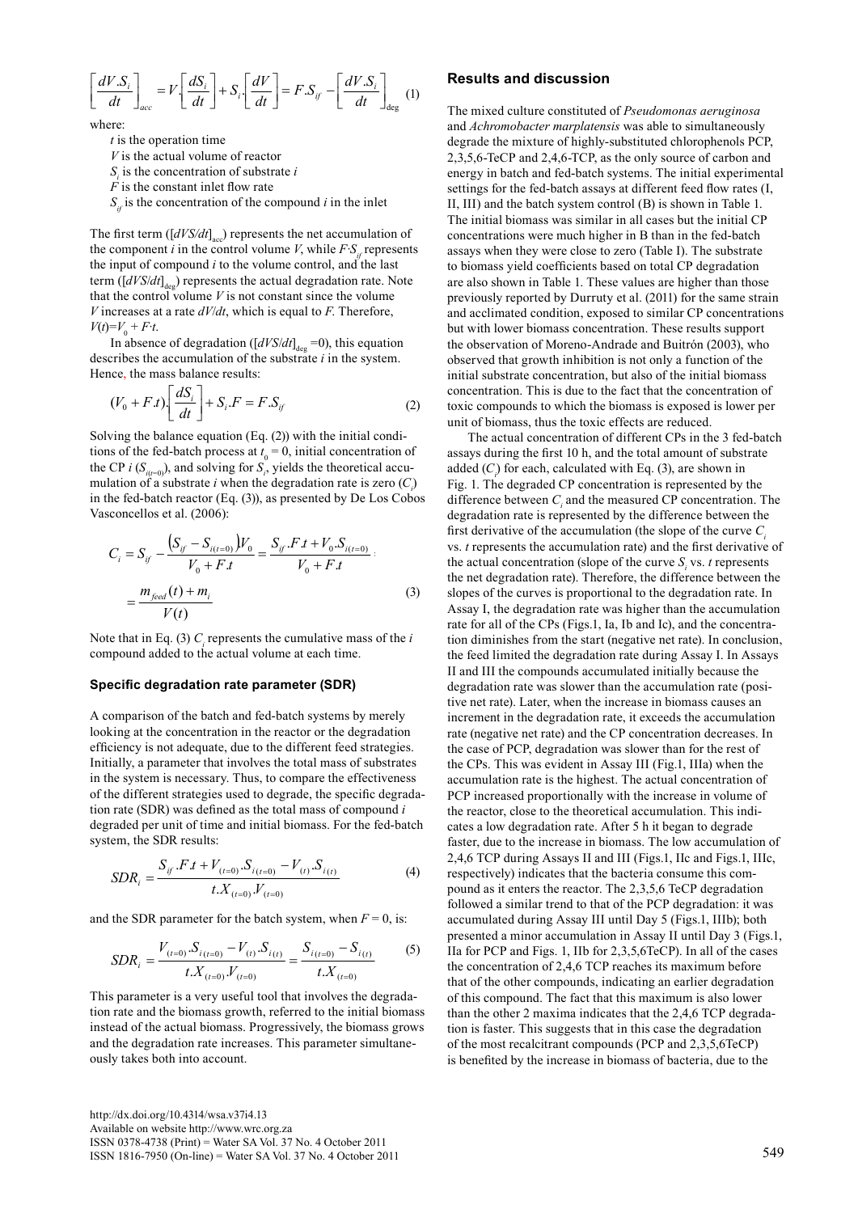$$\left[\frac{dV.S_i}{dt}\right]_{acc} = V.\left[\frac{dS_i}{dt}\right] + S_i.\left[\frac{dV}{dt}\right] = F.S_{if} - \left[\frac{dV.S_i}{dt}\right]_{\deg} \quad (1)$$

where:

*t* is the operation time
*V* is the actual volume of reactor
$S_i$ is the concentration of substrate *i*
*F* is the constant inlet flow rate
$S_{if}$ is the concentration of the compound *i* in the inlet

The first term ($[dVS/dt]_{acc}$) represents the net accumulation of the component *i* in the control volume *V*, while $F{\cdot}S_{if}$ represents the input of compound *i* to the volume control, and the last term ($[dVS/dt]_{deg}$) represents the actual degradation rate. Note that the control volume *V* is not constant since the volume *V* increases at a rate $dV/dt$, which is equal to *F*. Therefore, $V(t)=V_0 + F{\cdot}t$.

In absence of degradation ($[dVS/dt]_{deg} = 0$), this equation describes the accumulation of the substrate *i* in the system. Hence, the mass balance results:

$$(V_0 + F.t).\left[\frac{dS_i}{dt}\right] + S_i.F = F.S_{if} \quad (2)$$

Solving the balance equation (Eq. (2)) with the initial conditions of the fed-batch process at $t_0 = 0$, initial concentration of the CP *i* ($S_{i(t=0)}$), and solving for $S_i$, yields the theoretical accumulation of a substrate *i* when the degradation rate is zero ($C_i$) in the fed-batch reactor (Eq. (3)), as presented by De Los Cobos Vasconcellos et al. (2006):

$$C_i = S_{if} - \frac{\left(S_{if} - S_{i(t=0)}\right)V_0}{V_0 + F.t} = \frac{S_{if}.F.t + V_0.S_{i(t=0)}}{V_0 + F.t} = \frac{m_{feed}(t) + m_i}{V(t)} \quad (3)$$

Note that in Eq. (3) $C_i$ represents the cumulative mass of the *i* compound added to the actual volume at each time.

### Specific degradation rate parameter (SDR)

A comparison of the batch and fed-batch systems by merely looking at the concentration in the reactor or the degradation efficiency is not adequate, due to the different feed strategies. Initially, a parameter that involves the total mass of substrates in the system is necessary. Thus, to compare the effectiveness of the different strategies used to degrade, the specific degradation rate (SDR) was defined as the total mass of compound *i* degraded per unit of time and initial biomass. For the fed-batch system, the SDR results:

$$SDR_i = \frac{S_{if}.F.t + V_{(t=0)}.S_{i(t=0)} - V_{(t)}.S_{i(t)}}{t.X_{(t=0)}.V_{(t=0)}} \quad (4)$$

and the SDR parameter for the batch system, when $F = 0$, is:

$$SDR_i = \frac{V_{(t=0)}.S_{i(t=0)} - V_{(t)}.S_{i(t)}}{t.X_{(t=0)}.V_{(t=0)}} = \frac{S_{i(t=0)} - S_{i(t)}}{t.X_{(t=0)}} \quad (5)$$

This parameter is a very useful tool that involves the degradation rate and the biomass growth, referred to the initial biomass instead of the actual biomass. Progressively, the biomass grows and the degradation rate increases. This parameter simultaneously takes both into account.

## Results and discussion

The mixed culture constituted of *Pseudomonas aeruginosa* and *Achromobacter marplatensis* was able to simultaneously degrade the mixture of highly-substituted chlorophenols PCP, 2,3,5,6-TeCP and 2,4,6-TCP, as the only source of carbon and energy in batch and fed-batch systems. The initial experimental settings for the fed-batch assays at different feed flow rates (I, II, III) and the batch system control (B) is shown in Table 1. The initial biomass was similar in all cases but the initial CP concentrations were much higher in B than in the fed-batch assays when they were close to zero (Table I). The substrate to biomass yield coefficients based on total CP degradation are also shown in Table 1. These values are higher than those previously reported by Durruty et al. (2011) for the same strain and acclimated condition, exposed to similar CP concentrations but with lower biomass concentration. These results support the observation of Moreno-Andrade and Buitrón (2003), who observed that growth inhibition is not only a function of the initial substrate concentration, but also of the initial biomass concentration. This is due to the fact that the concentration of toxic compounds to which the biomass is exposed is lower per unit of biomass, thus the toxic effects are reduced.

The actual concentration of different CPs in the 3 fed-batch assays during the first 10 h, and the total amount of substrate added ($C_i$) for each, calculated with Eq. (3), are shown in Fig. 1. The degraded CP concentration is represented by the difference between $C_i$ and the measured CP concentration. The degradation rate is represented by the difference between the first derivative of the accumulation (the slope of the curve $C_i$ vs. *t* represents the accumulation rate) and the first derivative of the actual concentration (slope of the curve $S_i$ vs. *t* represents the net degradation rate). Therefore, the difference between the slopes of the curves is proportional to the degradation rate. In Assay I, the degradation rate was higher than the accumulation rate for all of the CPs (Figs.1, Ia, Ib and Ic), and the concentration diminishes from the start (negative net rate). In conclusion, the feed limited the degradation rate during Assay I. In Assays II and III the compounds accumulated initially because the degradation rate was slower than the accumulation rate (positive net rate). Later, when the increase in biomass causes an increment in the degradation rate, it exceeds the accumulation rate (negative net rate) and the CP concentration decreases. In the case of PCP, degradation was slower than for the rest of the CPs. This was evident in Assay III (Fig.1, IIIa) when the accumulation rate is the highest. The actual concentration of PCP increased proportionally with the increase in volume of the reactor, close to the theoretical accumulation. This indicates a low degradation rate. After 5 h it began to degrade faster, due to the increase in biomass. The low accumulation of 2,4,6 TCP during Assays II and III (Figs.1, IIc and Figs.1, IIIc, respectively) indicates that the bacteria consume this compound as it enters the reactor. The 2,3,5,6 TeCP degradation followed a similar trend to that of the PCP degradation: it was accumulated during Assay III until Day 5 (Figs.1, IIIb); both presented a minor accumulation in Assay II until Day 3 (Figs.1, IIa for PCP and Figs. 1, IIb for 2,3,5,6TeCP). In all of the cases the concentration of 2,4,6 TCP reaches its maximum before that of the other compounds, indicating an earlier degradation of this compound. The fact that this maximum is also lower than the other 2 maxima indicates that the 2,4,6 TCP degradation is faster. This suggests that in this case the degradation of the most recalcitrant compounds (PCP and 2,3,5,6TeCP) is benefited by the increase in biomass of bacteria, due to the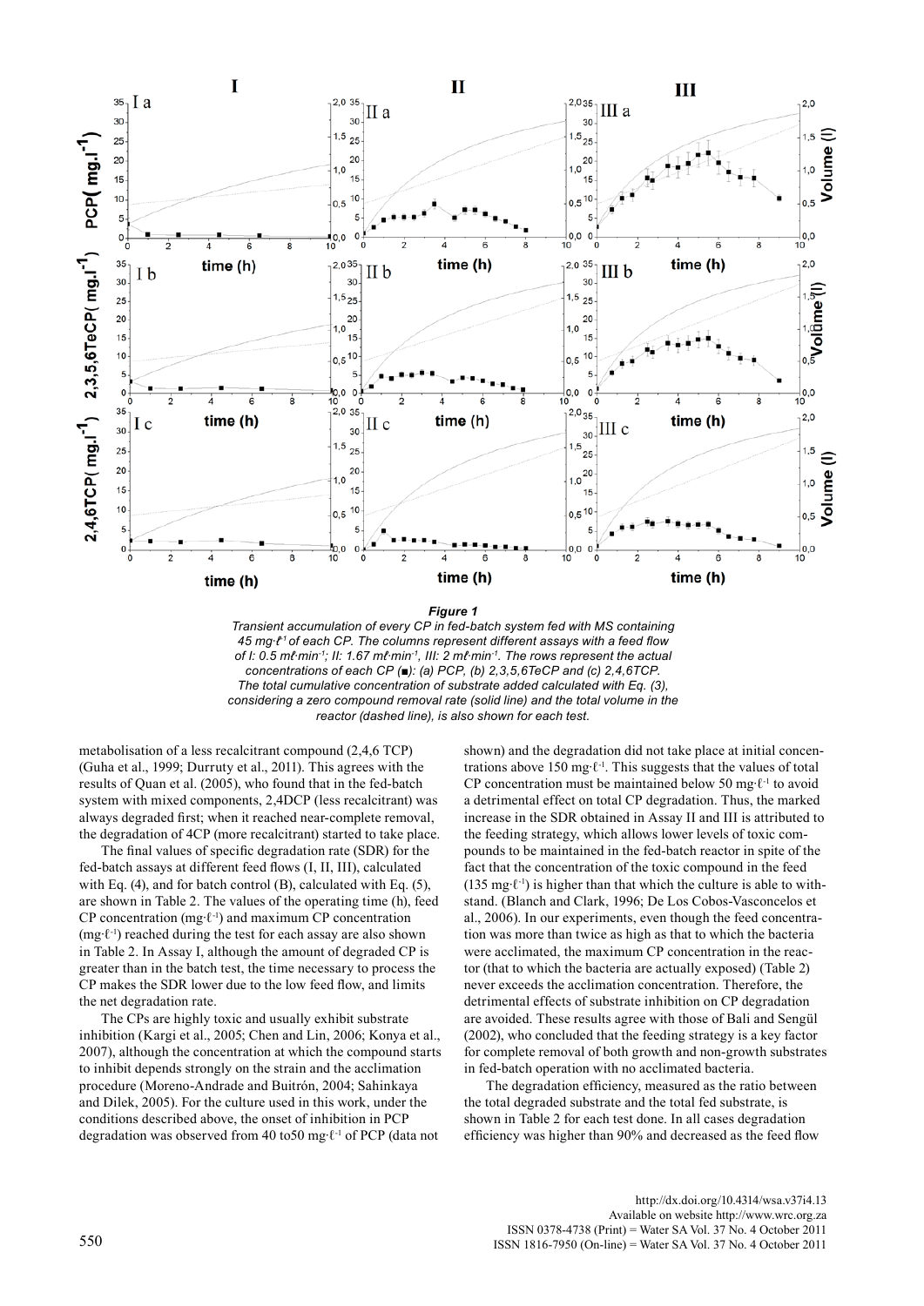***Figure 1***

*Transient accumulation of every CP in fed-batch system fed with MS containing 45 mg·ℓ⁻¹ of each CP. The columns represent different assays with a feed flow of I: 0.5 mℓ·min⁻¹; II: 1.67 mℓ·min⁻¹, III: 2 mℓ·min⁻¹. The rows represent the actual concentrations of each CP (■): (a) PCP, (b) 2,3,5,6TeCP and (c) 2,4,6TCP. The total cumulative concentration of substrate added calculated with Eq. (3), considering a zero compound removal rate (solid line) and the total volume in the reactor (dashed line), is also shown for each test.*

metabolisation of a less recalcitrant compound (2,4,6 TCP) (Guha et al., 1999; Durruty et al., 2011). This agrees with the results of Quan et al. (2005), who found that in the fed-batch system with mixed components, 2,4DCP (less recalcitrant) was always degraded first; when it reached near-complete removal, the degradation of 4CP (more recalcitrant) started to take place.

The final values of specific degradation rate (SDR) for the fed-batch assays at different feed flows (I, II, III), calculated with Eq. (4), and for batch control (B), calculated with Eq. (5), are shown in Table 2. The values of the operating time (h), feed CP concentration (mg·ℓ⁻¹) and maximum CP concentration (mg·ℓ⁻¹) reached during the test for each assay are also shown in Table 2. In Assay I, although the amount of degraded CP is greater than in the batch test, the time necessary to process the CP makes the SDR lower due to the low feed flow, and limits the net degradation rate.

The CPs are highly toxic and usually exhibit substrate inhibition (Kargi et al., 2005; Chen and Lin, 2006; Konya et al., 2007), although the concentration at which the compound starts to inhibit depends strongly on the strain and the acclimation procedure (Moreno-Andrade and Buitrón, 2004; Sahinkaya and Dilek, 2005). For the culture used in this work, under the conditions described above, the onset of inhibition in PCP degradation was observed from 40 to50 mg·ℓ⁻¹ of PCP (data not shown) and the degradation did not take place at initial concentrations above 150 mg·ℓ⁻¹. This suggests that the values of total CP concentration must be maintained below 50 mg·ℓ⁻¹ to avoid a detrimental effect on total CP degradation. Thus, the marked increase in the SDR obtained in Assay II and III is attributed to the feeding strategy, which allows lower levels of toxic compounds to be maintained in the fed-batch reactor in spite of the fact that the concentration of the toxic compound in the feed (135 mg·ℓ⁻¹) is higher than that which the culture is able to withstand. (Blanch and Clark, 1996; De Los Cobos-Vasconcelos et al., 2006). In our experiments, even though the feed concentration was more than twice as high as that to which the bacteria were acclimated, the maximum CP concentration in the reactor (that to which the bacteria are actually exposed) (Table 2) never exceeds the acclimation concentration. Therefore, the detrimental effects of substrate inhibition on CP degradation are avoided. These results agree with those of Bali and Sengül (2002), who concluded that the feeding strategy is a key factor for complete removal of both growth and non-growth substrates in fed-batch operation with no acclimated bacteria.

The degradation efficiency, measured as the ratio between the total degraded substrate and the total fed substrate, is shown in Table 2 for each test done. In all cases degradation efficiency was higher than 90% and decreased as the feed flow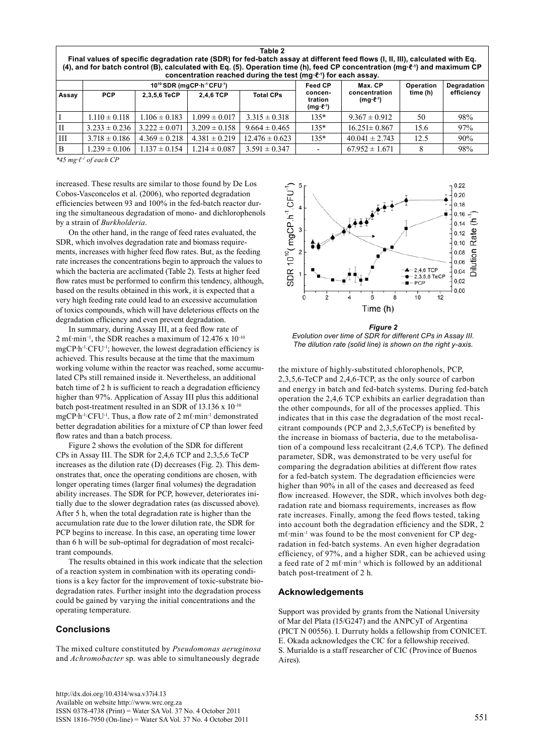**Table 2**
**Final values of specific degradation rate (SDR) for fed-batch assay at different feed flows (I, II, III), calculated with Eq. (4), and for batch control (B), calculated with Eq. (5). Operation time (h), feed CP concentration (mg·ℓ⁻¹) and maximum CP concentration reached during the test (mg·ℓ⁻¹) for each assay.**

| Assay | $10^{10}$SDR (mgCP·h⁻¹CFU⁻¹) | | | | Feed CP concentration (mg·ℓ⁻¹) | Max. CP concentration (mg·ℓ⁻¹) | Operation time (h) | Degradation efficiency |
|---|---|---|---|---|---|---|---|---|
| | PCP | 2,3,5,6 TeCP | 2,4,6 TCP | Total CPs | | | | |
| I | 1.110 ± 0.118 | 1.106 ± 0.183 | 1.099 ± 0.017 | 3.315 ± 0.318 | 135* | 9.367 ± 0.912 | 50 | 98% |
| II | 3.233 ± 0.236 | 3.222 ± 0.071 | 3.209 ± 0.158 | 9.664 ± 0.465 | 135* | 16.251± 0.867 | 15.6 | 97% |
| III | 3.718 ± 0.186 | 4.369 ± 0.218 | 4.381 ± 0.219 | 12.476 ± 0.623 | 135* | 40.041 ± 2.743 | 12.5 | 90% |
| B | 1.239 ± 0.106 | 1.137 ± 0.154 | 1.214 ± 0.087 | 3.591 ± 0.347 | - | 67.952 ± 1.671 | 8 | 98% |

*45 mg·ℓ⁻¹ of each CP*

increased. These results are similar to those found by De Los Cobos-Vasconcelos et al. (2006), who reported degradation efficiencies between 93 and 100% in the fed-batch reactor during the simultaneous degradation of mono- and dichlorophenols by a strain of *Burkholderia*.

On the other hand, in the range of feed rates evaluated, the SDR, which involves degradation rate and biomass requirements, increases with higher feed flow rates. But, as the feeding rate increases the concentrations begin to approach the values to which the bacteria are acclimated (Table 2). Tests at higher feed flow rates must be performed to confirm this tendency, although, based on the results obtained in this work, it is expected that a very high feeding rate could lead to an excessive accumulation of toxics compounds, which will have deleterious effects on the degradation efficiency and even prevent degradation.

In summary, during Assay III, at a feed flow rate of 2 mℓ·min⁻¹, the SDR reaches a maximum of $12.476 \times 10^{-10}$ mgCP·h⁻¹·CFU⁻¹; however, the lowest degradation efficiency is achieved. This results because at the time that the maximum working volume within the reactor was reached, some accumulated CPs still remained inside it. Nevertheless, an additional batch time of 2 h is sufficient to reach a degradation efficiency higher than 97%. Application of Assay III plus this additional batch post-treatment resulted in an SDR of $13.136 \times 10^{-10}$ mgCP·h⁻¹·CFU⁻¹. Thus, a flow rate of 2 mℓ·min⁻¹ demonstrated better degradation abilities for a mixture of CP than lower feed flow rates and than a batch process.

Figure 2 shows the evolution of the SDR for different CPs in Assay III. The SDR for 2,4,6 TCP and 2,3,5,6 TeCP increases as the dilution rate (D) decreases (Fig. 2). This demonstrates that, once the operating conditions are chosen, with longer operating times (larger final volumes) the degradation ability increases. The SDR for PCP, however, deteriorates initially due to the slower degradation rates (as discussed above). After 5 h, when the total degradation rate is higher than the accumulation rate due to the lower dilution rate, the SDR for PCP begins to increase. In this case, an operating time lower than 6 h will be sub-optimal for degradation of most recalcitrant compounds.

The results obtained in this work indicate that the selection of a reaction system in combination with its operating conditions is a key factor for the improvement of toxic-substrate biodegradation rates. Further insight into the degradation process could be gained by varying the initial concentrations and the operating temperature.

## Conclusions

The mixed culture constituted by *Pseudomonas aeruginosa* and *Achromobacter* sp. was able to simultaneously degrade

***Figure 2***
*Evolution over time of SDR for different CPs in Assay III. The dilution rate (solid line) is shown on the right y-axis.*

the mixture of highly-substituted chlorophenols, PCP, 2,3,5,6-TeCP and 2,4,6-TCP, as the only source of carbon and energy in batch and fed-batch systems. During fed-batch operation the 2,4,6 TCP exhibits an earlier degradation than the other compounds, for all of the processes applied. This indicates that in this case the degradation of the most recalcitrant compounds (PCP and 2,3,5,6TeCP) is benefited by the increase in biomass of bacteria, due to the metabolisation of a compound less recalcitrant (2,4,6 TCP). The defined parameter, SDR, was demonstrated to be very useful for comparing the degradation abilities at different flow rates for a fed-batch system. The degradation efficiencies were higher than 90% in all of the cases and decreased as feed flow increased. However, the SDR, which involves both degradation rate and biomass requirements, increases as flow rate increases. Finally, among the feed flows tested, taking into account both the degradation efficiency and the SDR, 2 mℓ·min⁻¹ was found to be the most convenient for CP degradation in fed-batch systems. An even higher degradation efficiency, of 97%, and a higher SDR, can be achieved using a feed rate of 2 mℓ·min⁻¹ which is followed by an additional batch post-treatment of 2 h.

## Acknowledgements

Support was provided by grants from the National University of Mar del Plata (15/G247) and the ANPCyT of Argentina (PICT N 00556). I. Durruty holds a fellowship from CONICET. E. Okada acknowledges the CIC for a fellowship received. S. Murialdo is a staff researcher of CIC (Province of Buenos Aires).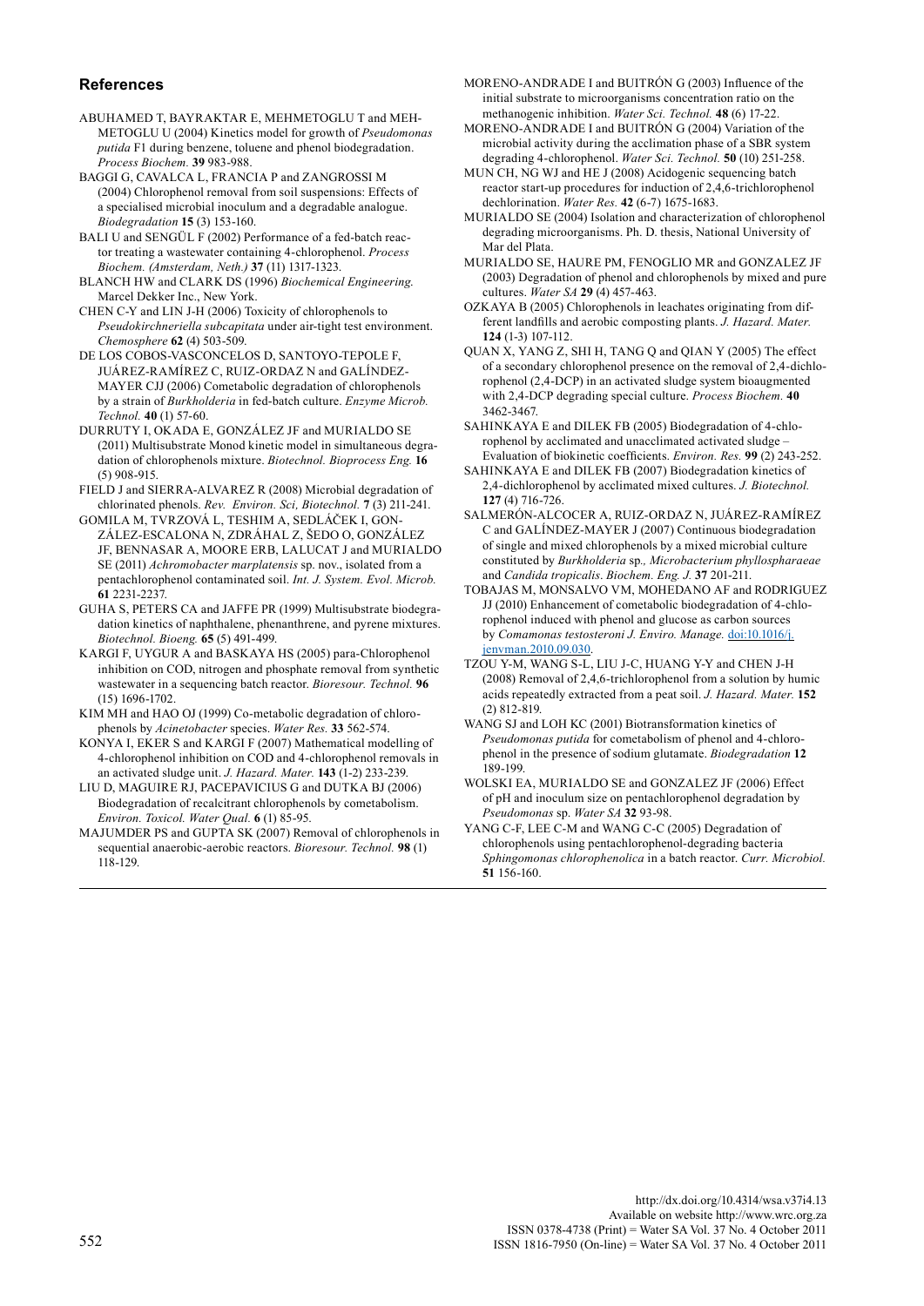## References

ABUHAMED T, BAYRAKTAR E, MEHMETOGLU T and MEHMETOGLU U (2004) Kinetics model for growth of *Pseudomonas putida* F1 during benzene, toluene and phenol biodegradation. *Process Biochem.* **39** 983-988.

BAGGI G, CAVALCA L, FRANCIA P and ZANGROSSI M (2004) Chlorophenol removal from soil suspensions: Effects of a specialised microbial inoculum and a degradable analogue. *Biodegradation* **15** (3) 153-160.

BALI U and SENGÜL F (2002) Performance of a fed-batch reactor treating a wastewater containing 4-chlorophenol. *Process Biochem. (Amsterdam, Neth.)* **37** (11) 1317-1323.

BLANCH HW and CLARK DS (1996) *Biochemical Engineering.* Marcel Dekker Inc., New York.

CHEN C-Y and LIN J-H (2006) Toxicity of chlorophenols to *Pseudokirchneriella subcapitata* under air-tight test environment. *Chemosphere* **62** (4) 503-509.

DE LOS COBOS-VASCONCELOS D, SANTOYO-TEPOLE F, JUÁREZ-RAMÍREZ C, RUIZ-ORDAZ N and GALÍNDEZ-MAYER CJJ (2006) Cometabolic degradation of chlorophenols by a strain of *Burkholderia* in fed-batch culture. *Enzyme Microb. Technol.* **40** (1) 57-60.

DURRUTY I, OKADA E, GONZÁLEZ JF and MURIALDO SE (2011) Multisubstrate Monod kinetic model in simultaneous degradation of chlorophenols mixture. *Biotechnol. Bioprocess Eng.* **16** (5) 908-915.

FIELD J and SIERRA-ALVAREZ R (2008) Microbial degradation of chlorinated phenols. *Rev. Environ. Sci, Biotechnol.* **7** (3) 211-241.

GOMILA M, TVRZOVÁ L, TESHIM A, SEDLÁČEK I, GONZÁLEZ-ESCALONA N, ZDRÁHAL Z, ŠEDO O, GONZÁLEZ JF, BENNASAR A, MOORE ERB, LALUCAT J and MURIALDO SE (2011) *Achromobacter marplatensis* sp. nov., isolated from a pentachlorophenol contaminated soil. *Int. J. System. Evol. Microb.* **61** 2231-2237.

GUHA S, PETERS CA and JAFFE PR (1999) Multisubstrate biodegradation kinetics of naphthalene, phenanthrene, and pyrene mixtures. *Biotechnol. Bioeng.* **65** (5) 491-499.

KARGI F, UYGUR A and BASKAYA HS (2005) para-Chlorophenol inhibition on COD, nitrogen and phosphate removal from synthetic wastewater in a sequencing batch reactor. *Bioresour. Technol.* **96** (15) 1696-1702.

KIM MH and HAO OJ (1999) Co-metabolic degradation of chlorophenols by *Acinetobacter* species. *Water Res.* **33** 562-574.

KONYA I, EKER S and KARGI F (2007) Mathematical modelling of 4-chlorophenol inhibition on COD and 4-chlorophenol removals in an activated sludge unit. *J. Hazard. Mater.* **143** (1-2) 233-239.

LIU D, MAGUIRE RJ, PACEPAVICIUS G and DUTKA BJ (2006) Biodegradation of recalcitrant chlorophenols by cometabolism. *Environ. Toxicol. Water Qual.* **6** (1) 85-95.

MAJUMDER PS and GUPTA SK (2007) Removal of chlorophenols in sequential anaerobic-aerobic reactors. *Bioresour. Technol.* **98** (1) 118-129.

MORENO-ANDRADE I and BUITRÓN G (2003) Influence of the initial substrate to microorganisms concentration ratio on the methanogenic inhibition. *Water Sci. Technol.* **48** (6) 17-22.

MORENO-ANDRADE I and BUITRÓN G (2004) Variation of the microbial activity during the acclimation phase of a SBR system degrading 4-chlorophenol. *Water Sci. Technol.* **50** (10) 251-258.

MUN CH, NG WJ and HE J (2008) Acidogenic sequencing batch reactor start-up procedures for induction of 2,4,6-trichlorophenol dechlorination. *Water Res.* **42** (6-7) 1675-1683.

MURIALDO SE (2004) Isolation and characterization of chlorophenol degrading microorganisms. Ph. D. thesis, National University of Mar del Plata.

MURIALDO SE, HAURE PM, FENOGLIO MR and GONZALEZ JF (2003) Degradation of phenol and chlorophenols by mixed and pure cultures. *Water SA* **29** (4) 457-463.

OZKAYA B (2005) Chlorophenols in leachates originating from different landfills and aerobic composting plants. *J. Hazard. Mater.* **124** (1-3) 107-112.

QUAN X, YANG Z, SHI H, TANG Q and QIAN Y (2005) The effect of a secondary chlorophenol presence on the removal of 2,4-dichlorophenol (2,4-DCP) in an activated sludge system bioaugmented with 2,4-DCP degrading special culture. *Process Biochem.* **40** 3462-3467.

SAHINKAYA E and DILEK FB (2005) Biodegradation of 4-chlorophenol by acclimated and unacclimated activated sludge – Evaluation of biokinetic coefficients. *Environ. Res.* **99** (2) 243-252.

SAHINKAYA E and DILEK FB (2007) Biodegradation kinetics of 2,4-dichlorophenol by acclimated mixed cultures. *J. Biotechnol.* **127** (4) 716-726.

SALMERÓN-ALCOCER A, RUIZ-ORDAZ N, JUÁREZ-RAMÍREZ C and GALÍNDEZ-MAYER J (2007) Continuous biodegradation of single and mixed chlorophenols by a mixed microbial culture constituted by *Burkholderia* sp., *Microbacterium phyllospharaeae* and *Candida tropicalis*. *Biochem. Eng. J.* **37** 201-211.

TOBAJAS M, MONSALVO VM, MOHEDANO AF and RODRIGUEZ JJ (2010) Enhancement of cometabolic biodegradation of 4-chlorophenol induced with phenol and glucose as carbon sources by *Comamonas testosteroni J. Enviro. Manage.* doi:10.1016/j.jenvman.2010.09.030.

TZOU Y-M, WANG S-L, LIU J-C, HUANG Y-Y and CHEN J-H (2008) Removal of 2,4,6-trichlorophenol from a solution by humic acids repeatedly extracted from a peat soil. *J. Hazard. Mater.* **152** (2) 812-819.

WANG SJ and LOH KC (2001) Biotransformation kinetics of *Pseudomonas putida* for cometabolism of phenol and 4-chlorophenol in the presence of sodium glutamate. *Biodegradation* **12** 189-199.

WOLSKI EA, MURIALDO SE and GONZALEZ JF (2006) Effect of pH and inoculum size on pentachlorophenol degradation by *Pseudomonas* sp. *Water SA* **32** 93-98.

YANG C-F, LEE C-M and WANG C-C (2005) Degradation of chlorophenols using pentachlorophenol-degrading bacteria *Sphingomonas chlorophenolica* in a batch reactor. *Curr. Microbiol.* **51** 156-160.